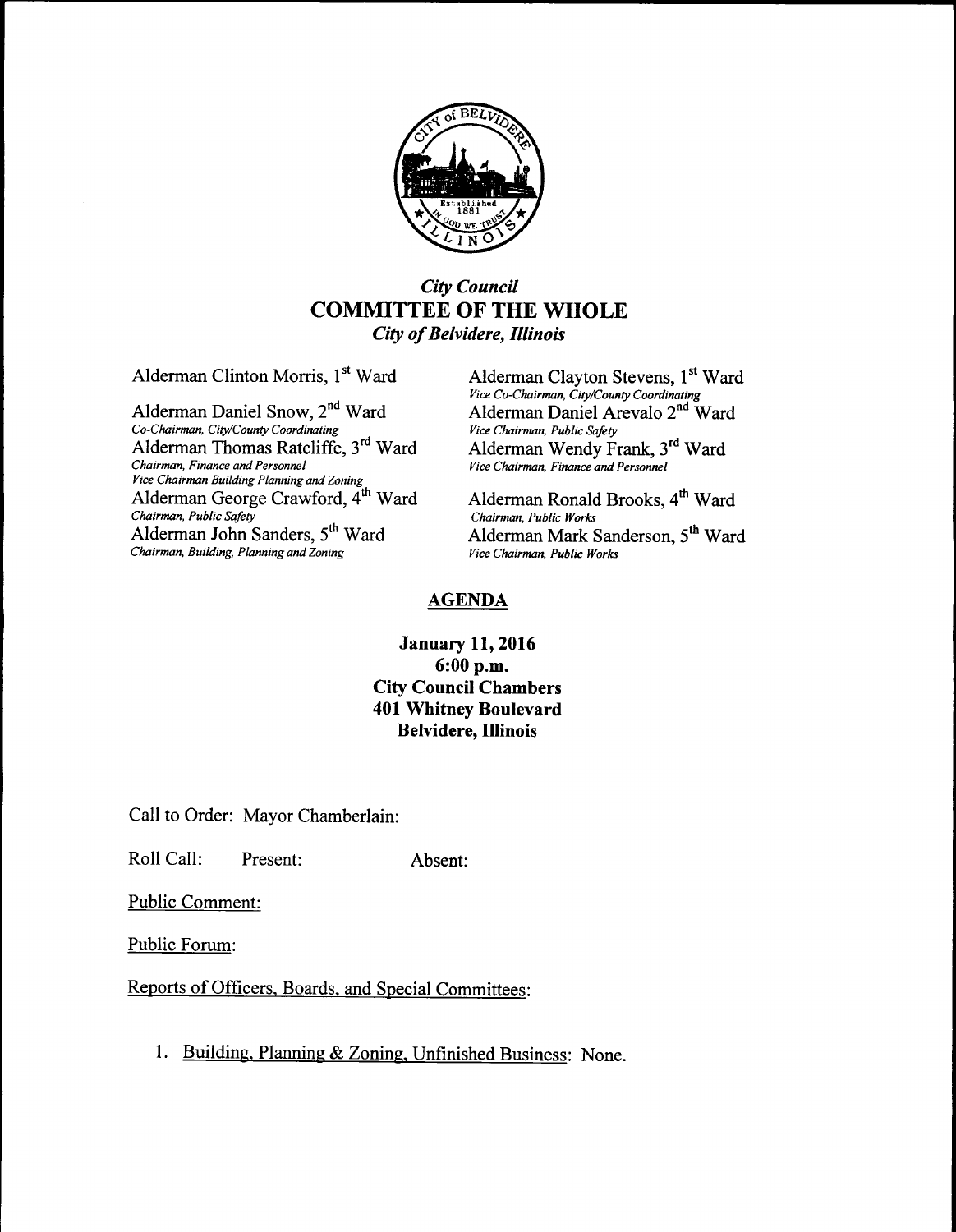## *City Council*
# COMMITTEE OF THE WHOLE
## *City of Belvidere, Illinois*

Alderman Clinton Morris, 1st Ward

Alderman Daniel Snow, 2nd Ward
*Co-Chairman, City/County Coordinating*

Alderman Thomas Ratcliffe, 3rd Ward
*Chairman, Finance and Personnel*
*Vice Chairman Building Planning and Zoning*

Alderman George Crawford, 4th Ward
*Chairman, Public Safety*

Alderman John Sanders, 5th Ward
*Chairman, Building, Planning and Zoning*

Alderman Clayton Stevens, 1st Ward
*Vice Co-Chairman, City/County Coordinating*

Alderman Daniel Arevalo 2nd Ward
*Vice Chairman, Public Safety*

Alderman Wendy Frank, 3rd Ward
*Vice Chairman, Finance and Personnel*

Alderman Ronald Brooks, 4th Ward
*Chairman, Public Works*

Alderman Mark Sanderson, 5th Ward
*Vice Chairman, Public Works*

## AGENDA

**January 11, 2016**
**6:00 p.m.**
**City Council Chambers**
**401 Whitney Boulevard**
**Belvidere, Illinois**

Call to Order: Mayor Chamberlain:

Roll Call: Present: Absent:

Public Comment:

Public Forum:

Reports of Officers, Boards, and Special Committees:

1. Building, Planning & Zoning, Unfinished Business: None.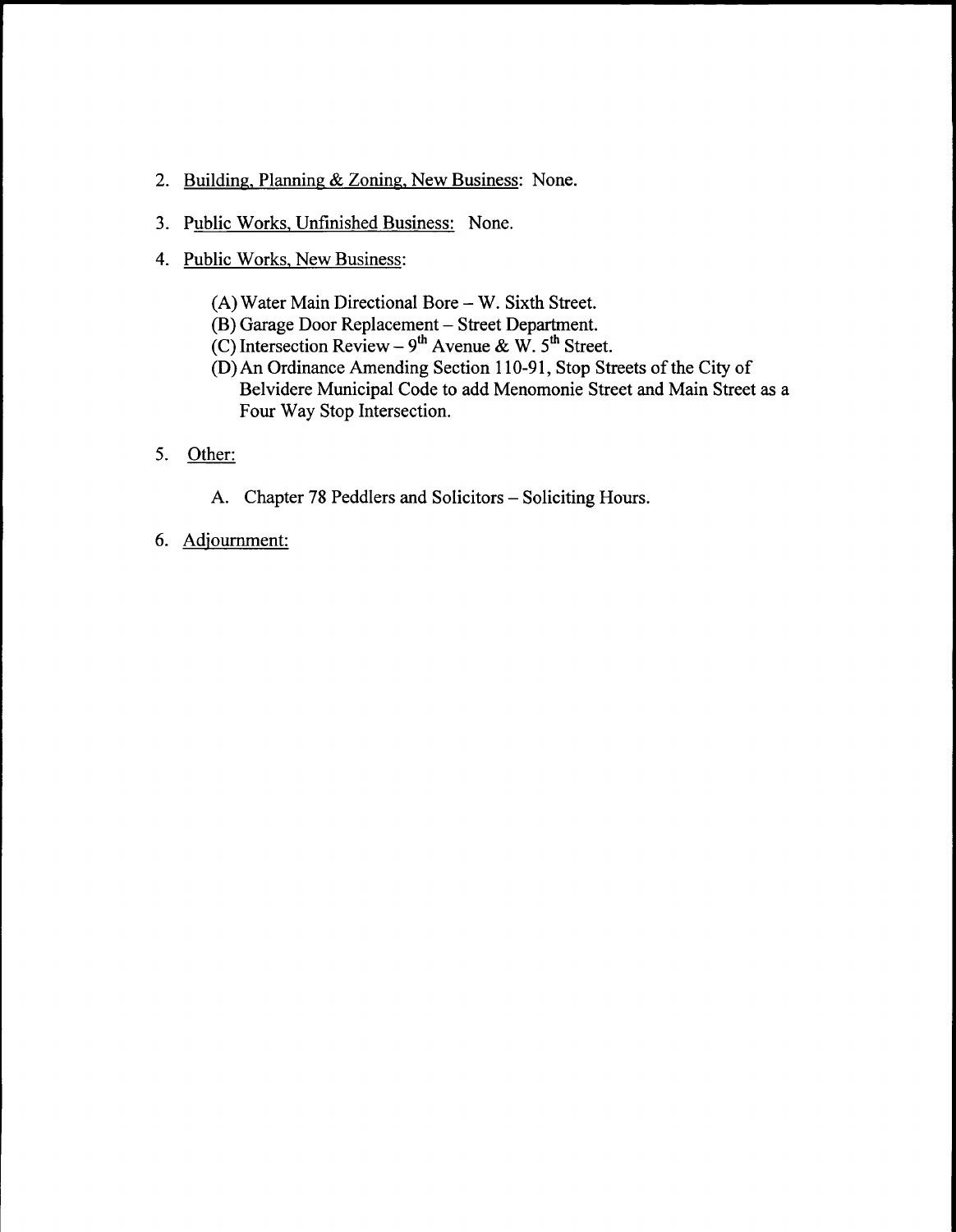2. Building, Planning & Zoning, New Business: None.

3. Public Works, Unfinished Business: None.

4. Public Works, New Business:

   (A) Water Main Directional Bore – W. Sixth Street.
   (B) Garage Door Replacement – Street Department.
   (C) Intersection Review – 9th Avenue & W. 5th Street.
   (D) An Ordinance Amending Section 110-91, Stop Streets of the City of Belvidere Municipal Code to add Menomonie Street and Main Street as a Four Way Stop Intersection.

5. Other:

   A. Chapter 78 Peddlers and Solicitors – Soliciting Hours.

6. Adjournment: